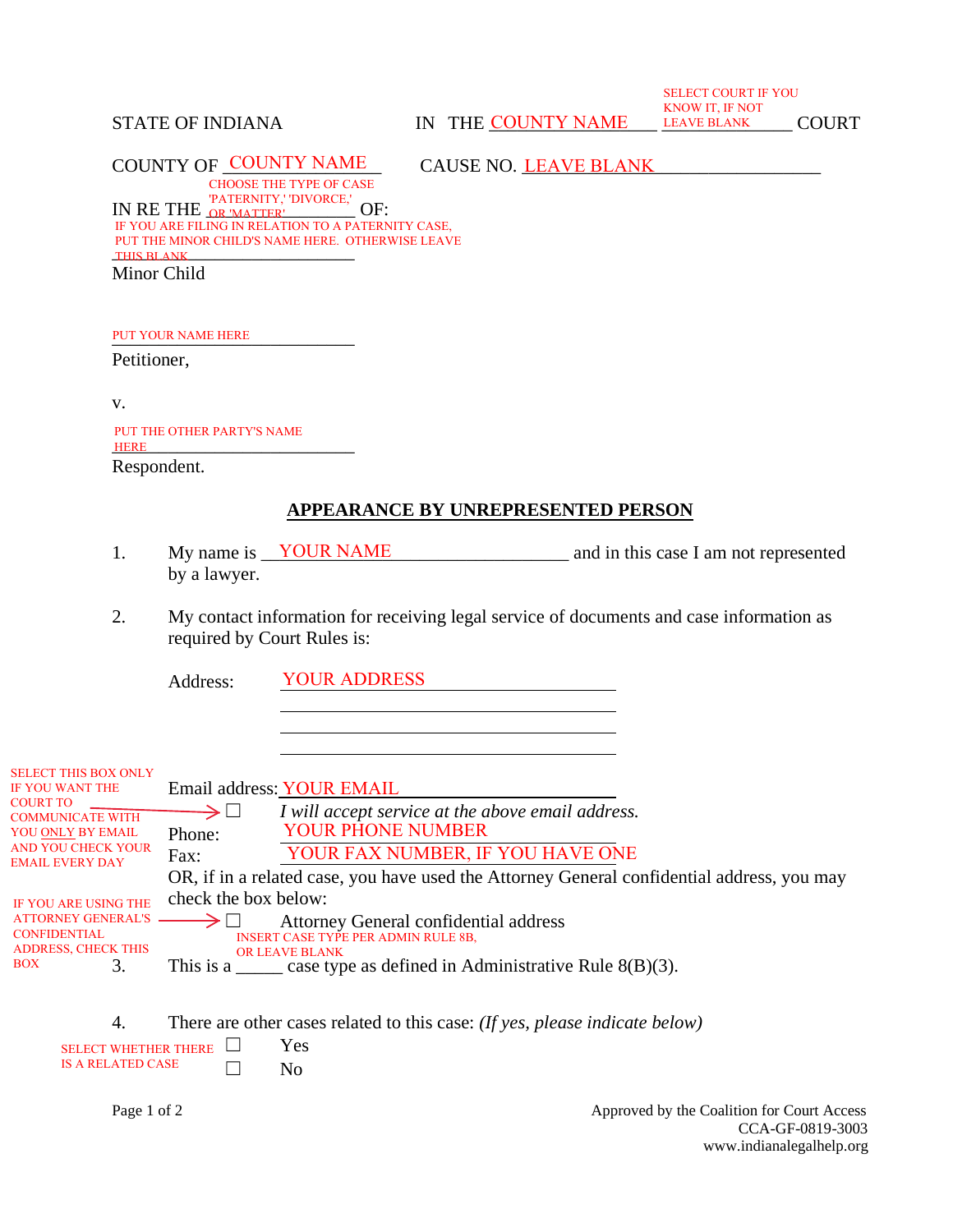STATE OF INDIANA IN THE COUNTY NAME ___ SELECT COURT IF YOU KNOW IT, IF NOT LEAVE BLANK ___ COURT

COUNTY OF COUNTY NAME ___ CAUSE NO. LEAVE BLANK ___

IN RE THE CHOOSE THE TYPE OF CASE 'PATERNITY,' 'DIVORCE,' OR 'MATTER' ___ OF:

IF YOU ARE FILING IN RELATION TO A PATERNITY CASE, PUT THE MINOR CHILD'S NAME HERE. OTHERWISE LEAVE THIS BLANK ___

Minor Child

PUT YOUR NAME HERE ___

Petitioner,

v.

PUT THE OTHER PARTY'S NAME HERE ___

Respondent.

## APPEARANCE BY UNREPRESENTED PERSON

1. My name is YOUR NAME ___ and in this case I am not represented by a lawyer.

2. My contact information for receiving legal service of documents and case information as required by Court Rules is:

   Address: YOUR ADDRESS ___
   ___
   ___
   ___

   Email address: YOUR EMAIL ___

   SELECT THIS BOX ONLY IF YOU WANT THE COURT TO COMMUNICATE WITH YOU ONLY BY EMAIL AND YOU CHECK YOUR EMAIL EVERY DAY → ☐ *I will accept service at the above email address.*

   Phone: YOUR PHONE NUMBER ___

   Fax: YOUR FAX NUMBER, IF YOU HAVE ONE ___

   OR, if in a related case, you have used the Attorney General confidential address, you may check the box below:

   IF YOU ARE USING THE ATTORNEY GENERAL'S CONFIDENTIAL ADDRESS, CHECK THIS BOX → ☐ Attorney General confidential address

3. This is a _____ (INSERT CASE TYPE PER ADMIN RULE 8B, OR LEAVE BLANK) case type as defined in Administrative Rule 8(B)(3).

4. There are other cases related to this case: *(If yes, please indicate below)*

   SELECT WHETHER THERE IS A RELATED CASE
   ☐ Yes
   ☐ No

Approved by the Coalition for Court Access
CCA-GF-0819-3003
www.indianalegalhelp.org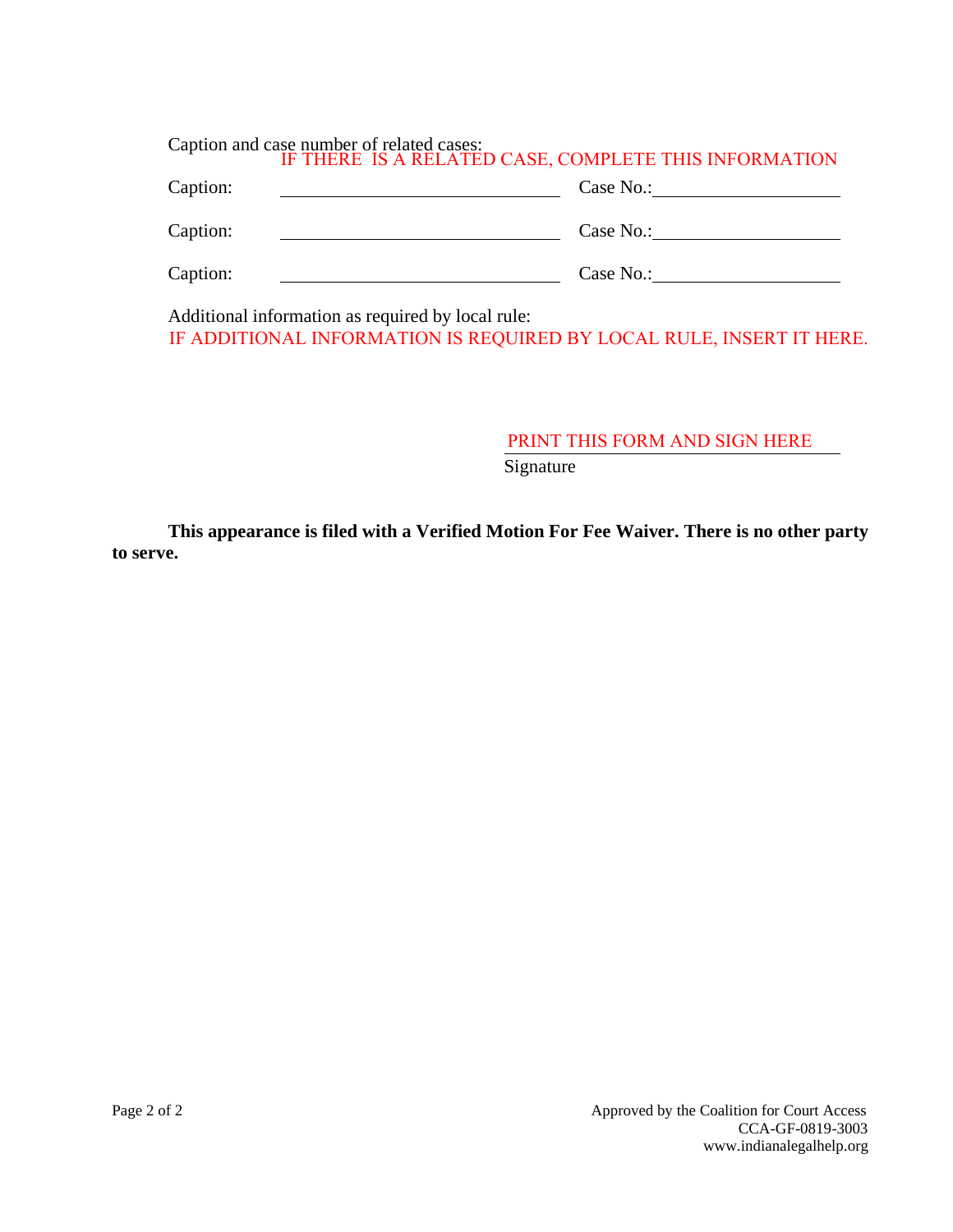Caption and case number of related cases:

IF THERE IS A RELATED CASE, COMPLETE THIS INFORMATION

Caption: \_\_\_\_\_\_\_\_\_\_\_\_\_\_\_\_\_\_\_\_\_\_\_\_\_\_\_\_\_\_ Case No.: \_\_\_\_\_\_\_\_\_\_\_\_\_\_\_\_\_\_\_\_

Caption: \_\_\_\_\_\_\_\_\_\_\_\_\_\_\_\_\_\_\_\_\_\_\_\_\_\_\_\_\_\_ Case No.: \_\_\_\_\_\_\_\_\_\_\_\_\_\_\_\_\_\_\_\_

Caption: \_\_\_\_\_\_\_\_\_\_\_\_\_\_\_\_\_\_\_\_\_\_\_\_\_\_\_\_\_\_ Case No.: \_\_\_\_\_\_\_\_\_\_\_\_\_\_\_\_\_\_\_\_

Additional information as required by local rule:

IF ADDITIONAL INFORMATION IS REQUIRED BY LOCAL RULE, INSERT IT HERE.

PRINT THIS FORM AND SIGN HERE

Signature

**This appearance is filed with a Verified Motion For Fee Waiver. There is no other party to serve.**

Approved by the Coalition for Court Access
CCA-GF-0819-3003
www.indianalegalhelp.org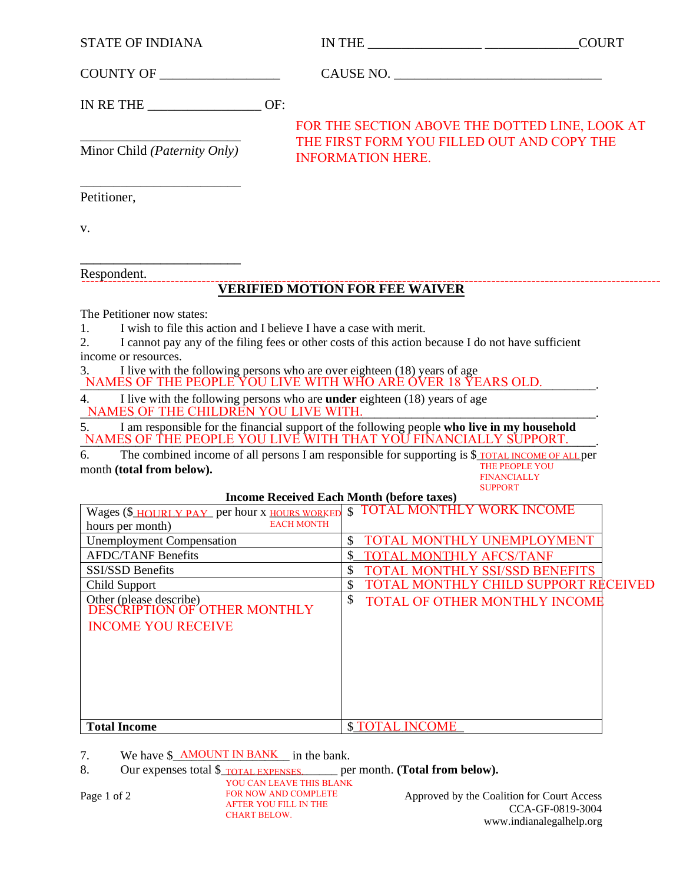STATE OF INDIANA IN THE _________________ ______________COURT

COUNTY OF __________________ CAUSE NO. ________________________________

IN RE THE _________________ OF:

_________________________
Minor Child *(Paternity Only)*

FOR THE SECTION ABOVE THE DOTTED LINE, LOOK AT THE FIRST FORM YOU FILLED OUT AND COPY THE INFORMATION HERE.

_________________________
Petitioner,

v.

_________________________
Respondent.

## VERIFIED MOTION FOR FEE WAIVER

The Petitioner now states:

1. I wish to file this action and I believe I have a case with merit.
2. I cannot pay any of the filing fees or other costs of this action because I do not have sufficient income or resources.
3. I live with the following persons who are over eighteen (18) years of age NAMES OF THE PEOPLE YOU LIVE WITH WHO ARE OVER 18 YEARS OLD.
4. I live with the following persons who are **under** eighteen (18) years of age NAMES OF THE CHILDREN YOU LIVE WITH.
5. I am responsible for the financial support of the following people **who live in my household** NAMES OF THE PEOPLE YOU LIVE WITH THAT YOU FINANCIALLY SUPPORT.
6. The combined income of all persons I am responsible for supporting is $ TOTAL INCOME OF ALL THE PEOPLE YOU FINANCIALLY SUPPORT per month **(total from below).**

**Income Received Each Month (before taxes)**

| | |
|---|---|
| Wages ($ HOURLY PAY per hour x HOURS WORKED EACH MONTH hours per month) | $ TOTAL MONTHLY WORK INCOME |
| Unemployment Compensation | $ TOTAL MONTHLY UNEMPLOYMENT |
| AFDC/TANF Benefits | $ TOTAL MONTHLY AFCS/TANF |
| SSI/SSD Benefits | $ TOTAL MONTHLY SSI/SSD BENEFITS |
| Child Support | $ TOTAL MONTHLY CHILD SUPPORT RECEIVED |
| Other (please describe) DESCRIPTION OF OTHER MONTHLY INCOME YOU RECEIVE | $ TOTAL OF OTHER MONTHLY INCOME |
| **Total Income** | $ TOTAL INCOME |

7. We have $ AMOUNT IN BANK in the bank.
8. Our expenses total $ TOTAL EXPENSES. per month. **(Total from below).** YOU CAN LEAVE THIS BLANK FOR NOW AND COMPLETE AFTER YOU FILL IN THE CHART BELOW.

Approved by the Coalition for Court Access
CCA-GF-0819-3004
www.indianalegalhelp.org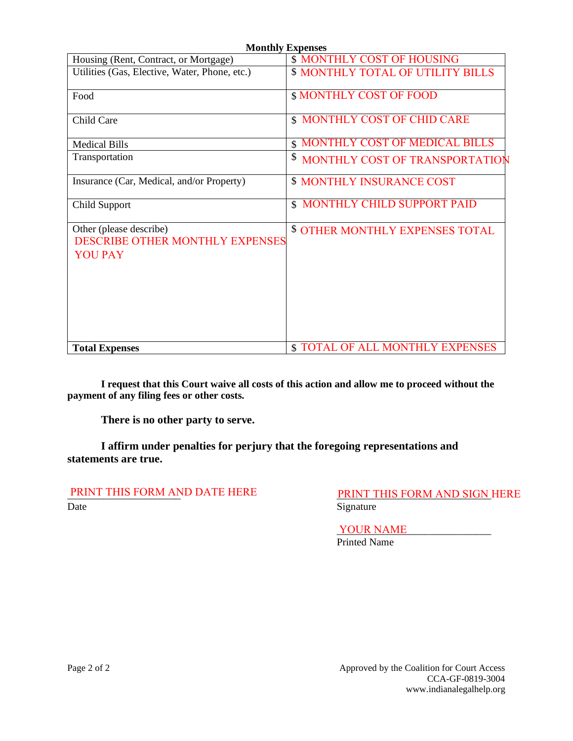**Monthly Expenses**

| | |
|---|---|
| Housing (Rent, Contract, or Mortgage) | $ MONTHLY COST OF HOUSING |
| Utilities (Gas, Elective, Water, Phone, etc.) | $ MONTHLY TOTAL OF UTILITY BILLS |
| Food | $ MONTHLY COST OF FOOD |
| Child Care | $ MONTHLY COST OF CHID CARE |
| Medical Bills | $ MONTHLY COST OF MEDICAL BILLS |
| Transportation | $ MONTHLY COST OF TRANSPORTATION |
| Insurance (Car, Medical, and/or Property) | $ MONTHLY INSURANCE COST |
| Child Support | $ MONTHLY CHILD SUPPORT PAID |
| Other (please describe) DESCRIBE OTHER MONTHLY EXPENSES YOU PAY | $ OTHER MONTHLY EXPENSES TOTAL |
| **Total Expenses** | $ TOTAL OF ALL MONTHLY EXPENSES |

**I request that this Court waive all costs of this action and allow me to proceed without the payment of any filing fees or other costs.**

**There is no other party to serve.**

**I affirm under penalties for perjury that the foregoing representations and statements are true.**

PRINT THIS FORM AND DATE HERE
Date

PRINT THIS FORM AND SIGN HERE
Signature

YOUR NAME
Printed Name

Approved by the Coalition for Court Access
CCA-GF-0819-3004
www.indianalegalhelp.org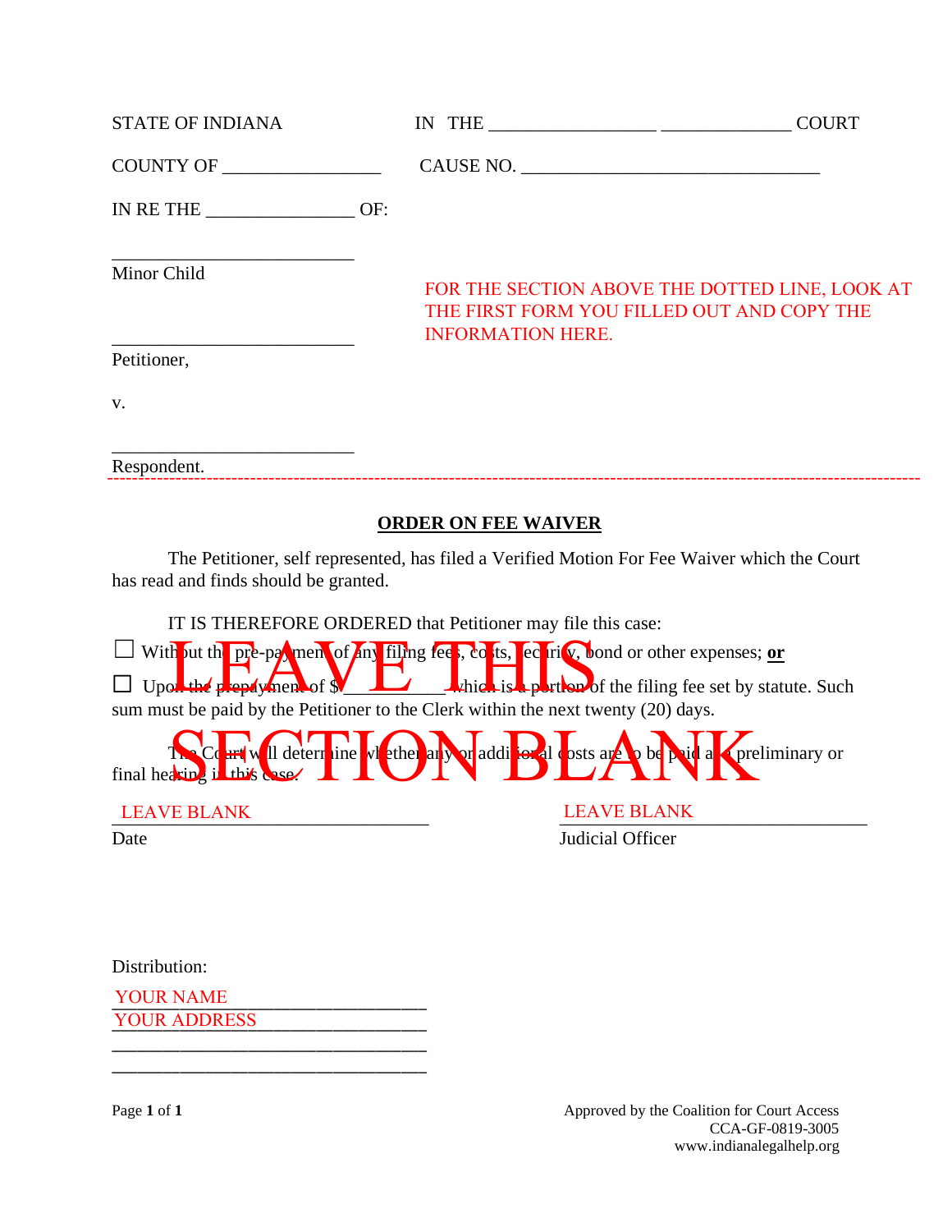STATE OF INDIANA IN THE _________________ _____________ COURT

COUNTY OF ________________ CAUSE NO. ______________________________

IN RE THE _______________ OF:

________________________
Minor Child

________________________
Petitioner,

v.

________________________
Respondent.

FOR THE SECTION ABOVE THE DOTTED LINE, LOOK AT THE FIRST FORM YOU FILLED OUT AND COPY THE INFORMATION HERE.

---

## ORDER ON FEE WAIVER

The Petitioner, self represented, has filed a Verified Motion For Fee Waiver which the Court has read and finds should be granted.

IT IS THEREFORE ORDERED that Petitioner may file this case:

☐ Without the pre-payment of any filing fees, costs, security, bond or other expenses; **or**

☐ Upon the prepayment of $__________ which is a portion of the filing fee set by statute. Such sum must be paid by the Petitioner to the Clerk within the next twenty (20) days.

The Court will determine whether any or additional costs are to be paid at a preliminary or final hearing in this case.

LEAVE THIS SECTION BLANK

LEAVE BLANK
Date

LEAVE BLANK
Judicial Officer

Distribution:

YOUR NAME
YOUR ADDRESS
________________________________
________________________________

Approved by the Coalition for Court Access
CCA-GF-0819-3005
www.indianalegalhelp.org